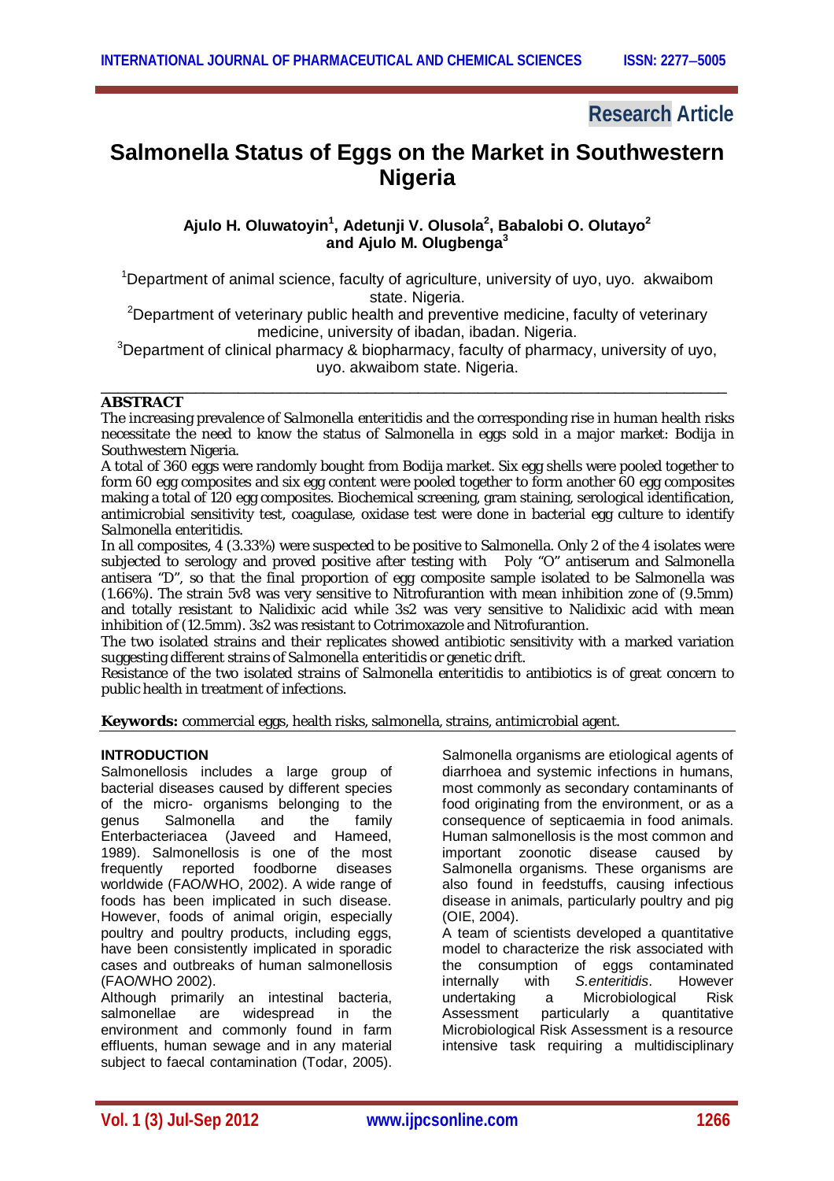Research Article

# Salmonella Status of Eggs on the Market in Southwestern Nigeria

**Ajulo H. Oluwatoyin[1], Adetunji V. Olusola[2], Babalobi O. Olutayo[2] and Ajulo M. Olugbenga[3]**

[1]Department of animal science, faculty of agriculture, university of uyo, uyo. akwaibom state. Nigeria.

[2]Department of veterinary public health and preventive medicine, faculty of veterinary medicine, university of ibadan, ibadan. Nigeria.

[3]Department of clinical pharmacy & biopharmacy, faculty of pharmacy, university of uyo, uyo. akwaibom state. Nigeria.

## ABSTRACT

The increasing prevalence of Salmonella enteritidis and the corresponding rise in human health risks necessitate the need to know the status of Salmonella in eggs sold in a major market: Bodija in Southwestern Nigeria.

A total of 360 eggs were randomly bought from Bodija market. Six egg shells were pooled together to form 60 egg composites and six egg content were pooled together to form another 60 egg composites making a total of 120 egg composites. Biochemical screening, gram staining, serological identification, antimicrobial sensitivity test, coagulase, oxidase test were done in bacterial egg culture to identify Salmonella enteritidis.

In all composites, 4 (3.33%) were suspected to be positive to Salmonella. Only 2 of the 4 isolates were subjected to serology and proved positive after testing with Poly "O" antiserum and Salmonella antisera "D", so that the final proportion of egg composite sample isolated to be Salmonella was (1.66%). The strain 5v8 was very sensitive to Nitrofurantion with mean inhibition zone of (9.5mm) and totally resistant to Nalidixic acid while 3s2 was very sensitive to Nalidixic acid with mean inhibition of (12.5mm). 3s2 was resistant to Cotrimoxazole and Nitrofurantion.

The two isolated strains and their replicates showed antibiotic sensitivity with a marked variation suggesting different strains of Salmonella enteritidis or genetic drift.

Resistance of the two isolated strains of Salmonella enteritidis to antibiotics is of great concern to public health in treatment of infections.

**Keywords:** commercial eggs, health risks, salmonella, strains, antimicrobial agent.

## INTRODUCTION

Salmonellosis includes a large group of bacterial diseases caused by different species of the micro- organisms belonging to the genus Salmonella and the family Enterbacteriacea (Javeed and Hameed, 1989). Salmonellosis is one of the most frequently reported foodborne diseases worldwide (FAO/WHO, 2002). A wide range of foods has been implicated in such disease. However, foods of animal origin, especially poultry and poultry products, including eggs, have been consistently implicated in sporadic cases and outbreaks of human salmonellosis (FAO/WHO 2002).

Although primarily an intestinal bacteria, salmonellae are widespread in the environment and commonly found in farm effluents, human sewage and in any material subject to faecal contamination (Todar, 2005).

Salmonella organisms are etiological agents of diarrhoea and systemic infections in humans, most commonly as secondary contaminants of food originating from the environment, or as a consequence of septicaemia in food animals. Human salmonellosis is the most common and important zoonotic disease caused by Salmonella organisms. These organisms are also found in feedstuffs, causing infectious disease in animals, particularly poultry and pig (OIE, 2004).

A team of scientists developed a quantitative model to characterize the risk associated with the consumption of eggs contaminated internally with *S.enteritidis*. However undertaking a Microbiological Risk Assessment particularly a quantitative Microbiological Risk Assessment is a resource intensive task requiring a multidisciplinary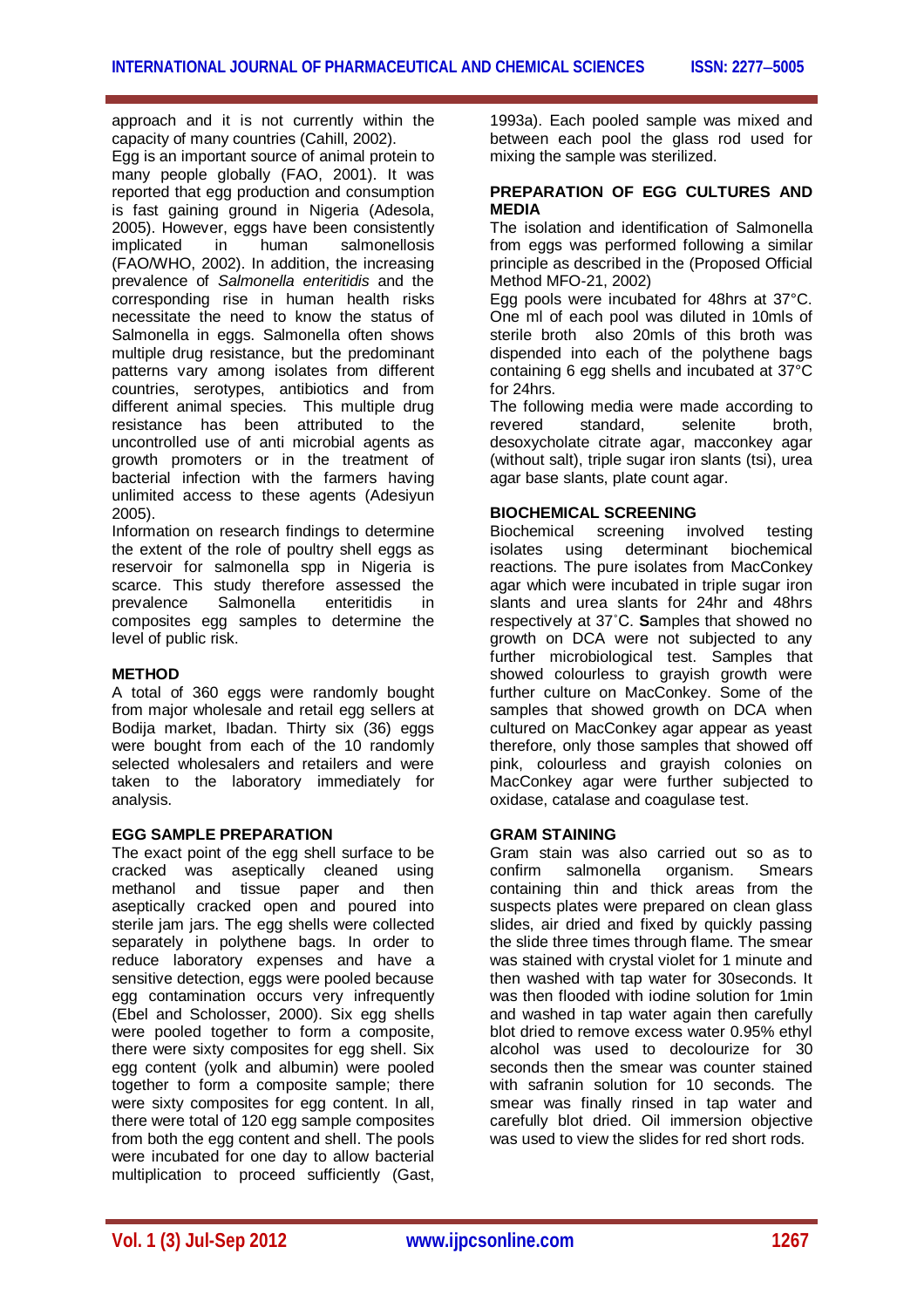approach and it is not currently within the capacity of many countries (Cahill, 2002).

Egg is an important source of animal protein to many people globally (FAO, 2001). It was reported that egg production and consumption is fast gaining ground in Nigeria (Adesola, 2005). However, eggs have been consistently implicated in human salmonellosis (FAO/WHO, 2002). In addition, the increasing prevalence of *Salmonella enteritidis* and the corresponding rise in human health risks necessitate the need to know the status of Salmonella in eggs. Salmonella often shows multiple drug resistance, but the predominant patterns vary among isolates from different countries, serotypes, antibiotics and from different animal species. This multiple drug resistance has been attributed to the uncontrolled use of anti microbial agents as growth promoters or in the treatment of bacterial infection with the farmers having unlimited access to these agents (Adesiyun 2005).

Information on research findings to determine the extent of the role of poultry shell eggs as reservoir for salmonella spp in Nigeria is scarce. This study therefore assessed the prevalence Salmonella enteritidis in composites egg samples to determine the level of public risk.

## METHOD

A total of 360 eggs were randomly bought from major wholesale and retail egg sellers at Bodija market, Ibadan. Thirty six (36) eggs were bought from each of the 10 randomly selected wholesalers and retailers and were taken to the laboratory immediately for analysis.

## EGG SAMPLE PREPARATION

The exact point of the egg shell surface to be cracked was aseptically cleaned using methanol and tissue paper and then aseptically cracked open and poured into sterile jam jars. The egg shells were collected separately in polythene bags. In order to reduce laboratory expenses and have a sensitive detection, eggs were pooled because egg contamination occurs very infrequently (Ebel and Scholosser, 2000). Six egg shells were pooled together to form a composite, there were sixty composites for egg shell. Six egg content (yolk and albumin) were pooled together to form a composite sample; there were sixty composites for egg content. In all, there were total of 120 egg sample composites from both the egg content and shell. The pools were incubated for one day to allow bacterial multiplication to proceed sufficiently (Gast, 1993a). Each pooled sample was mixed and between each pool the glass rod used for mixing the sample was sterilized.

## PREPARATION OF EGG CULTURES AND MEDIA

The isolation and identification of Salmonella from eggs was performed following a similar principle as described in the (Proposed Official Method MFO-21, 2002)

Egg pools were incubated for 48hrs at 37°C. One ml of each pool was diluted in 10mls of sterile broth also 20mls of this broth was dispended into each of the polythene bags containing 6 egg shells and incubated at 37°C for 24hrs.

The following media were made according to revered standard, selenite broth, desoxycholate citrate agar, macconkey agar (without salt), triple sugar iron slants (tsi), urea agar base slants, plate count agar.

## BIOCHEMICAL SCREENING

Biochemical screening involved testing isolates using determinant biochemical reactions. The pure isolates from MacConkey agar which were incubated in triple sugar iron slants and urea slants for 24hr and 48hrs respectively at 37˚C. **S**amples that showed no growth on DCA were not subjected to any further microbiological test. Samples that showed colourless to grayish growth were further culture on MacConkey. Some of the samples that showed growth on DCA when cultured on MacConkey agar appear as yeast therefore, only those samples that showed off pink, colourless and grayish colonies on MacConkey agar were further subjected to oxidase, catalase and coagulase test.

## GRAM STAINING

Gram stain was also carried out so as to confirm salmonella organism. Smears containing thin and thick areas from the suspects plates were prepared on clean glass slides, air dried and fixed by quickly passing the slide three times through flame. The smear was stained with crystal violet for 1 minute and then washed with tap water for 30seconds. It was then flooded with iodine solution for 1min and washed in tap water again then carefully blot dried to remove excess water 0.95% ethyl alcohol was used to decolourize for 30 seconds then the smear was counter stained with safranin solution for 10 seconds. The smear was finally rinsed in tap water and carefully blot dried. Oil immersion objective was used to view the slides for red short rods.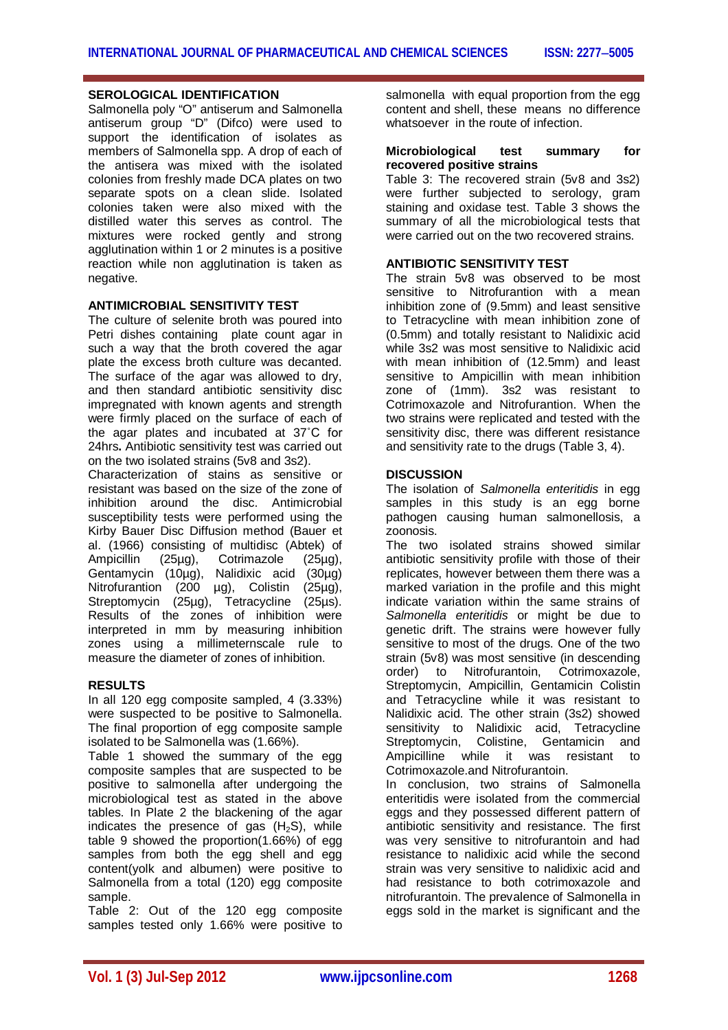## SEROLOGICAL IDENTIFICATION

Salmonella poly "O" antiserum and Salmonella antiserum group "D" (Difco) were used to support the identification of isolates as members of Salmonella spp. A drop of each of the antisera was mixed with the isolated colonies from freshly made DCA plates on two separate spots on a clean slide. Isolated colonies taken were also mixed with the distilled water this serves as control. The mixtures were rocked gently and strong agglutination within 1 or 2 minutes is a positive reaction while non agglutination is taken as negative.

## ANTIMICROBIAL SENSITIVITY TEST

The culture of selenite broth was poured into Petri dishes containing plate count agar in such a way that the broth covered the agar plate the excess broth culture was decanted. The surface of the agar was allowed to dry, and then standard antibiotic sensitivity disc impregnated with known agents and strength were firmly placed on the surface of each of the agar plates and incubated at 37˚C for 24hrs**.** Antibiotic sensitivity test was carried out on the two isolated strains (5v8 and 3s2).

Characterization of stains as sensitive or resistant was based on the size of the zone of inhibition around the disc. Antimicrobial susceptibility tests were performed using the Kirby Bauer Disc Diffusion method (Bauer et al. (1966) consisting of multidisc (Abtek) of Ampicillin (25µg), Cotrimazole (25µg), Gentamycin (10µg), Nalidixic acid (30µg) Nitrofurantion (200 µg), Colistin (25µg), Streptomycin (25µg), Tetracycline (25µs). Results of the zones of inhibition were interpreted in mm by measuring inhibition zones using a millimeternscale rule to measure the diameter of zones of inhibition.

## RESULTS

In all 120 egg composite sampled, 4 (3.33%) were suspected to be positive to Salmonella. The final proportion of egg composite sample isolated to be Salmonella was (1.66%).

Table 1 showed the summary of the egg composite samples that are suspected to be positive to salmonella after undergoing the microbiological test as stated in the above tables. In Plate 2 the blackening of the agar indicates the presence of gas ($H_2S$), while table 9 showed the proportion(1.66%) of egg samples from both the egg shell and egg content(yolk and albumen) were positive to Salmonella from a total (120) egg composite sample.

Table 2: Out of the 120 egg composite samples tested only 1.66% were positive to salmonella with equal proportion from the egg content and shell, these means no difference whatsoever in the route of infection.

**Microbiological test summary for recovered positive strains**

Table 3: The recovered strain (5v8 and 3s2) were further subjected to serology, gram staining and oxidase test. Table 3 shows the summary of all the microbiological tests that were carried out on the two recovered strains.

## ANTIBIOTIC SENSITIVITY TEST

The strain 5v8 was observed to be most sensitive to Nitrofurantion with a mean inhibition zone of (9.5mm) and least sensitive to Tetracycline with mean inhibition zone of (0.5mm) and totally resistant to Nalidixic acid while 3s2 was most sensitive to Nalidixic acid with mean inhibition of (12.5mm) and least sensitive to Ampicillin with mean inhibition zone of (1mm). 3s2 was resistant to Cotrimoxazole and Nitrofurantion. When the two strains were replicated and tested with the sensitivity disc, there was different resistance and sensitivity rate to the drugs (Table 3, 4).

## DISCUSSION

The isolation of *Salmonella enteritidis* in egg samples in this study is an egg borne pathogen causing human salmonellosis, a zoonosis.

The two isolated strains showed similar antibiotic sensitivity profile with those of their replicates, however between them there was a marked variation in the profile and this might indicate variation within the same strains of *Salmonella enteritidis* or might be due to genetic drift. The strains were however fully sensitive to most of the drugs. One of the two strain (5v8) was most sensitive (in descending order) to Nitrofurantoin, Cotrimoxazole, Streptomycin, Ampicillin, Gentamicin Colistin and Tetracycline while it was resistant to Nalidixic acid. The other strain (3s2) showed sensitivity to Nalidixic acid, Tetracycline Streptomycin, Colistine, Gentamicin and Ampicilline while it was resistant to Cotrimoxazole.and Nitrofurantoin.

In conclusion, two strains of Salmonella enteritidis were isolated from the commercial eggs and they possessed different pattern of antibiotic sensitivity and resistance. The first was very sensitive to nitrofurantoin and had resistance to nalidixic acid while the second strain was very sensitive to nalidixic acid and had resistance to both cotrimoxazole and nitrofurantoin. The prevalence of Salmonella in eggs sold in the market is significant and the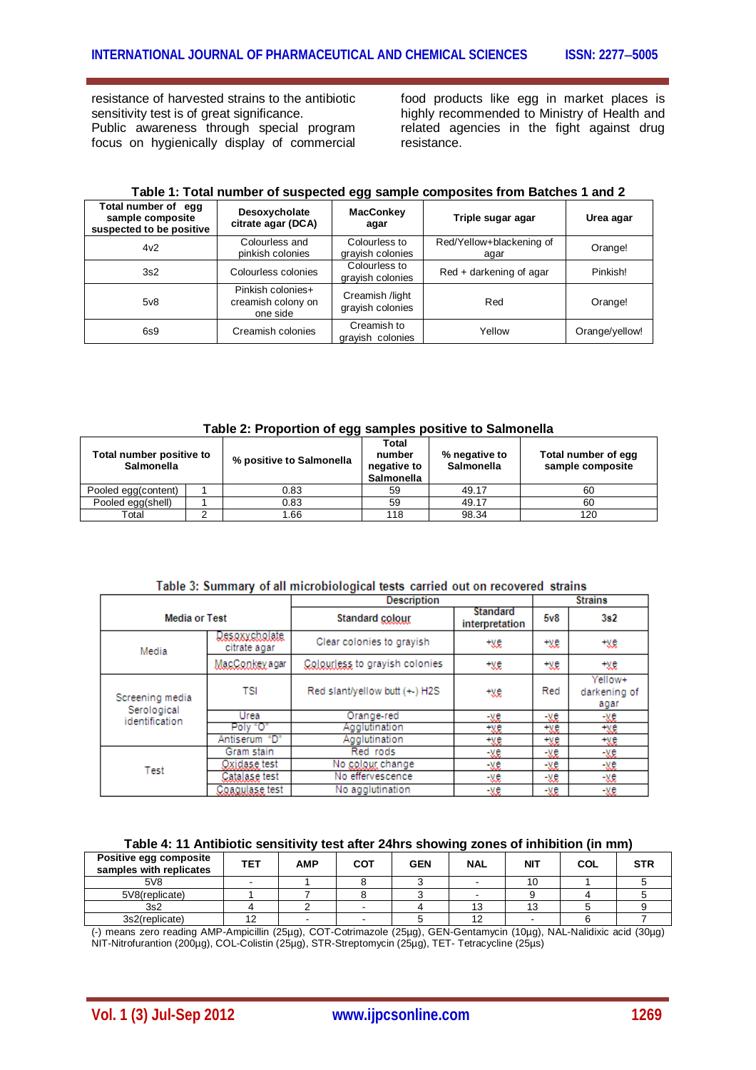resistance of harvested strains to the antibiotic sensitivity test is of great significance.

Public awareness through special program focus on hygienically display of commercial food products like egg in market places is highly recommended to Ministry of Health and related agencies in the fight against drug resistance.

**Table 1: Total number of suspected egg sample composites from Batches 1 and 2**

| Total number of egg sample composite suspected to be positive | Desoxycholate citrate agar (DCA) | MacConkey agar | Triple sugar agar | Urea agar |
|---|---|---|---|---|
| 4v2 | Colourless and pinkish colonies | Colourless to grayish colonies | Red/Yellow+blackening of agar | Orange! |
| 3s2 | Colourless colonies | Colourless to grayish colonies | Red + darkening of agar | Pinkish! |
| 5v8 | Pinkish colonies+ creamish colony on one side | Creamish /light grayish colonies | Red | Orange! |
| 6s9 | Creamish colonies | Creamish to grayish colonies | Yellow | Orange/yellow! |

**Table 2: Proportion of egg samples positive to Salmonella**

| Total number positive to Salmonella | | % positive to Salmonella | Total number negative to Salmonella | % negative to Salmonella | Total number of egg sample composite |
|---|---|---|---|---|---|
| Pooled egg(content) | 1 | 0.83 | 59 | 49.17 | 60 |
| Pooled egg(shell) | 1 | 0.83 | 59 | 49.17 | 60 |
| Total | 2 | 1.66 | 118 | 98.34 | 120 |

**Table 3: Summary of all microbiological tests carried out on recovered strains**

| Media or Test | | Description | | Strains | |
|---|---|---|---|---|---|
| | | Standard colour | Standard interpretation | 5v8 | 3s2 |
| Media | Desoxycholate citrate agar | Clear colonies to grayish | +ve | +ve | +ve |
| | MacConkey agar | Colourless to grayish colonies | +ve | +ve | +ve |
| Screening media Serological identification | TSI | Red slant/yellow butt (+-) H2S | +ve | Red | Yellow+ darkening of agar |
| | Urea | Orange-red | -ve | -ve | -ve |
| | Poly "O" | Agglutination | +ve | +ve | +ve |
| | Antiserum "D" | Agglutination | +ve | +ve | +ve |
| Test | Gram stain | Red rods | -ve | -ve | -ve |
| | Oxidase test | No colour change | -ve | -ve | -ve |
| | Catalase test | No effervescence | -ve | -ve | -ve |
| | Coagulase test | No agglutination | -ve | -ve | -ve |

**Table 4: 11 Antibiotic sensitivity test after 24hrs showing zones of inhibition (in mm)**

| Positive egg composite samples with replicates | TET | AMP | COT | GEN | NAL | NIT | COL | STR |
|---|---|---|---|---|---|---|---|---|
| 5V8 | - | 1 | 8 | 3 | - | 10 | 1 | 5 |
| 5V8(replicate) | 1 | 7 | 8 | 3 | - | 9 | 4 | 5 |
| 3s2 | 4 | 2 | - | 4 | 13 | 13 | 5 | 9 |
| 3s2(replicate) | 12 | - | - | 5 | 12 | - | 6 | 7 |

(-) means zero reading AMP-Ampicillin (25µg), COT-Cotrimazole (25µg), GEN-Gentamycin (10µg), NAL-Nalidixic acid (30µg) NIT-Nitrofurantion (200µg), COL-Colistin (25µg), STR-Streptomycin (25µg), TET- Tetracycline (25µs)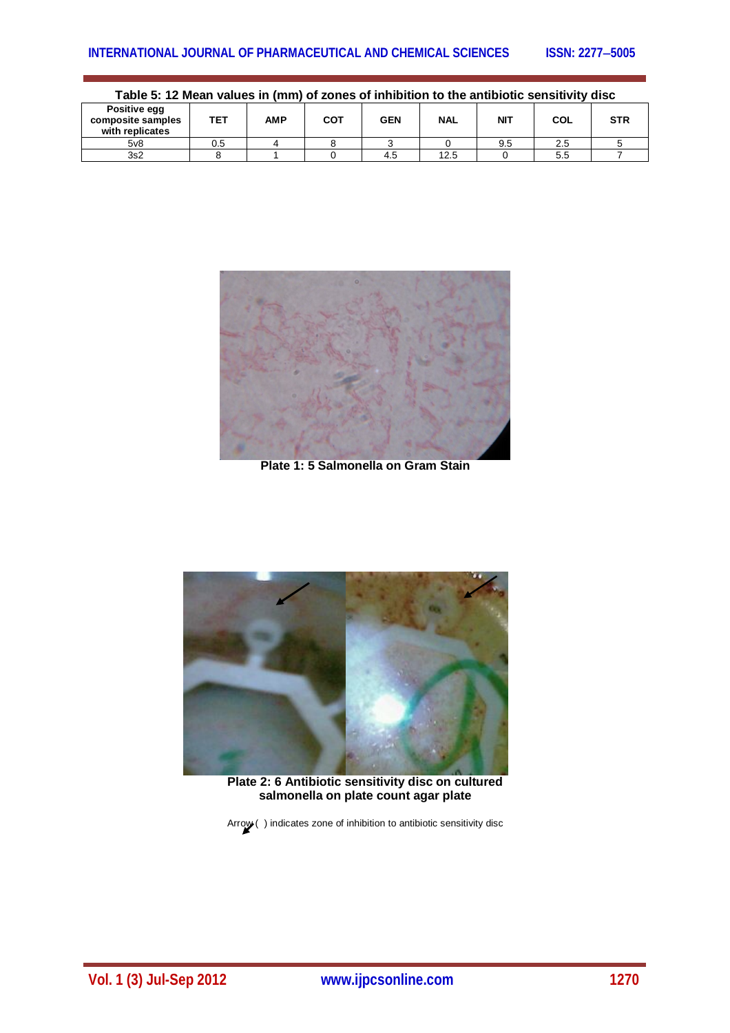Table 5: 12 Mean values in (mm) of zones of inhibition to the antibiotic sensitivity disc

| Positive egg composite samples with replicates | TET | AMP | COT | GEN | NAL | NIT | COL | STR |
|---|---|---|---|---|---|---|---|---|
| 5v8 | 0.5 | 4 | 8 | 3 | 0 | 9.5 | 2.5 | 5 |
| 3s2 | 8 | 1 | 0 | 4.5 | 12.5 | 0 | 5.5 | 7 |

**Plate 1: 5 Salmonella on Gram Stain**

**Plate 2: 6 Antibiotic sensitivity disc on cultured salmonella on plate count agar plate**

Arrow ( ) indicates zone of inhibition to antibiotic sensitivity disc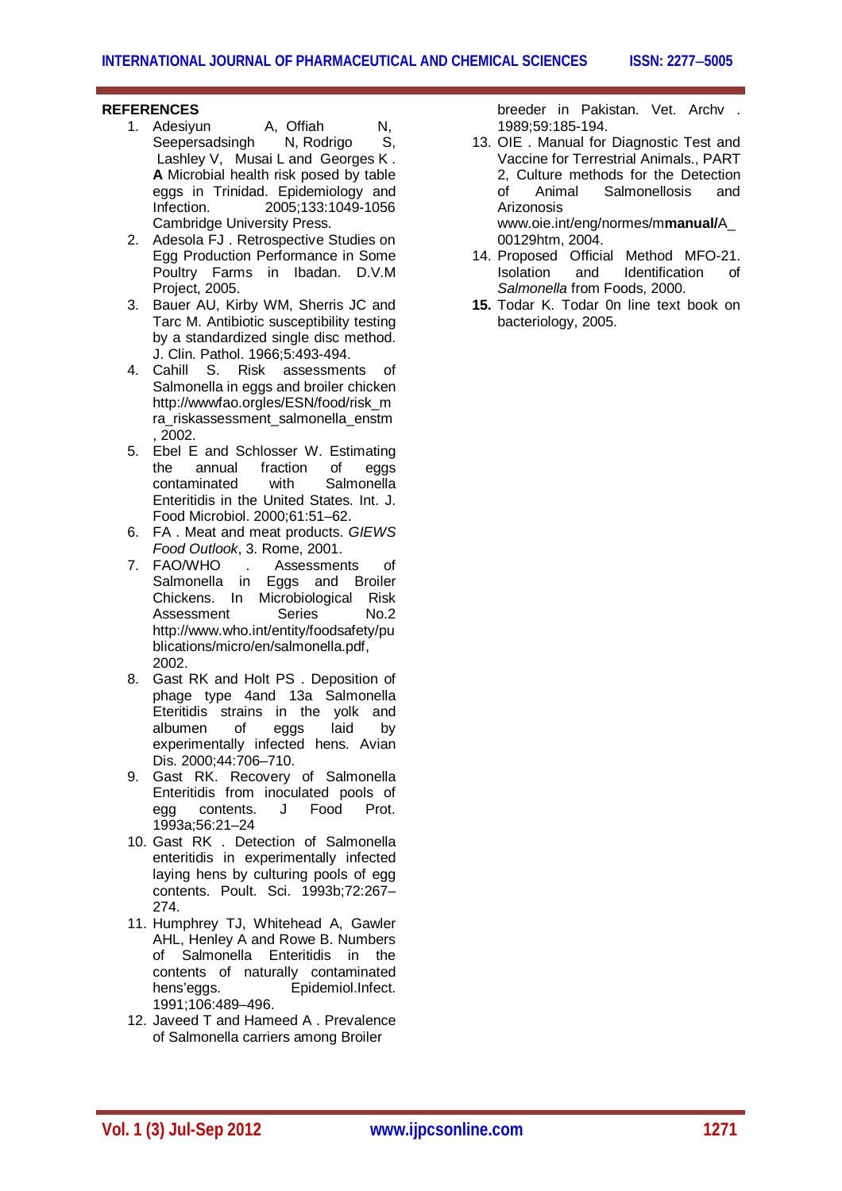## REFERENCES

1. Adesiyun A, Offiah N, Seepersadsingh N, Rodrigo S, Lashley V, Musai L and Georges K . **A** Microbial health risk posed by table eggs in Trinidad. Epidemiology and Infection. 2005;133:1049-1056 Cambridge University Press.
2. Adesola FJ . Retrospective Studies on Egg Production Performance in Some Poultry Farms in Ibadan. D.V.M Project, 2005.
3. Bauer AU, Kirby WM, Sherris JC and Tarc M. Antibiotic susceptibility testing by a standardized single disc method. J. Clin. Pathol. 1966;5:493-494.
4. Cahill S. Risk assessments of Salmonella in eggs and broiler chicken http://wwwfao.orgles/ESN/food/risk_mra_riskassessment_salmonella_enstm, 2002.
5. Ebel E and Schlosser W. Estimating the annual fraction of eggs contaminated with Salmonella Enteritidis in the United States. Int. J. Food Microbiol. 2000;61:51–62.
6. FA . Meat and meat products. *GIEWS Food Outlook*, 3. Rome, 2001.
7. FAO/WHO . Assessments of Salmonella in Eggs and Broiler Chickens. In Microbiological Risk Assessment Series No.2 http://www.who.int/entity/foodsafety/publications/micro/en/salmonella.pdf, 2002.
8. Gast RK and Holt PS . Deposition of phage type 4and 13a Salmonella Eteritidis strains in the yolk and albumen of eggs laid by experimentally infected hens. Avian Dis. 2000;44:706–710.
9. Gast RK. Recovery of Salmonella Enteritidis from inoculated pools of egg contents. J Food Prot. 1993a;56:21–24
10. Gast RK . Detection of Salmonella enteritidis in experimentally infected laying hens by culturing pools of egg contents. Poult. Sci. 1993b;72:267–274.
11. Humphrey TJ, Whitehead A, Gawler AHL, Henley A and Rowe B. Numbers of Salmonella Enteritidis in the contents of naturally contaminated hens'eggs. Epidemiol.Infect. 1991;106:489–496.
12. Javeed T and Hameed A . Prevalence of Salmonella carriers among Broiler breeder in Pakistan. Vet. Archv . 1989;59:185-194.
13. OIE . Manual for Diagnostic Test and Vaccine for Terrestrial Animals., PART 2, Culture methods for the Detection of Animal Salmonellosis and Arizonosis www.oie.int/eng/normes/m**manual/**A_00129htm, 2004.
14. Proposed Official Method MFO-21. Isolation and Identification of *Salmonella* from Foods, 2000.
15. Todar K. Todar 0n line text book on bacteriology, 2005.